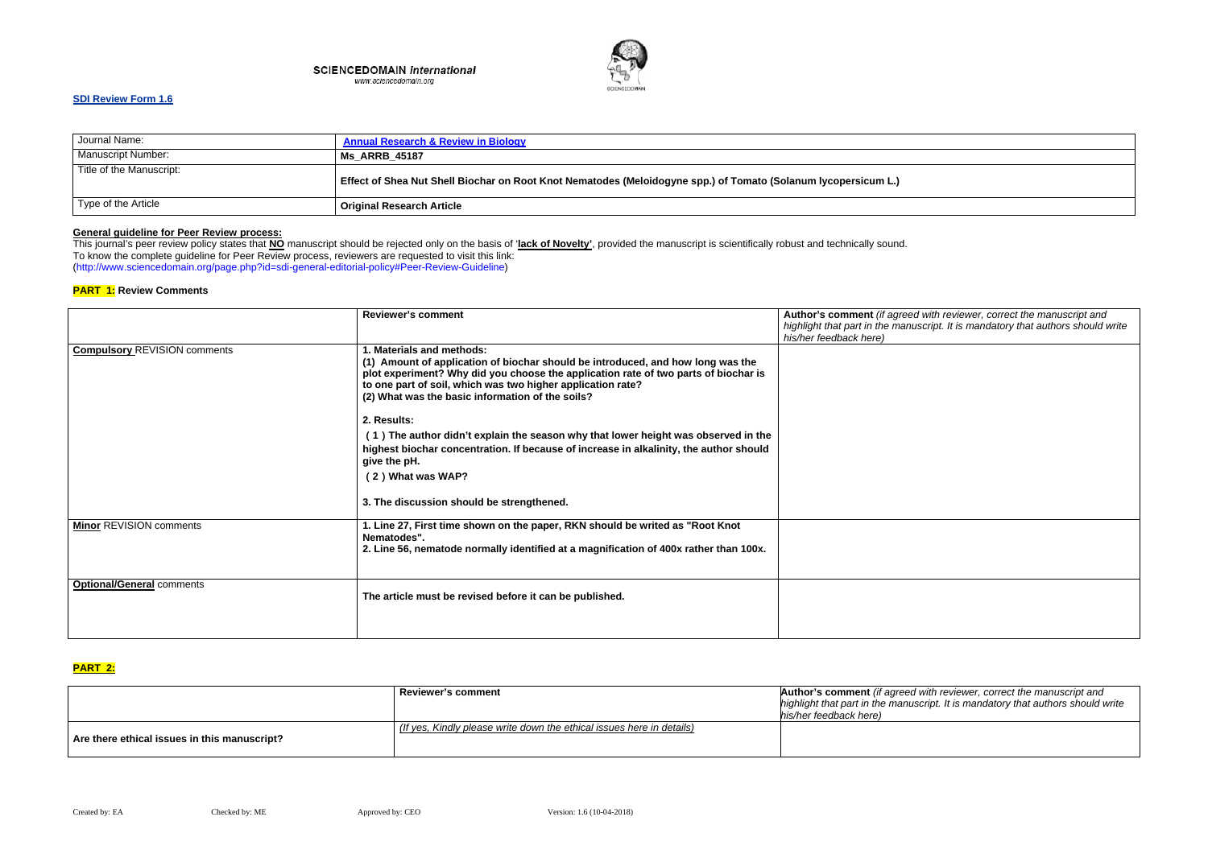SCIENCEDOMAIN *international*
www.sciencedomain.org

**SDI Review Form 1.6**

| Journal Name: | **Annual Research & Review in Biology** |
|---|---|
| Manuscript Number: | **Ms_ARRB_45187** |
| Title of the Manuscript: | **Effect of Shea Nut Shell Biochar on Root Knot Nematodes (Meloidogyne spp.) of Tomato (Solanum lycopersicum L.)** |
| Type of the Article | **Original Research Article** |

**General guideline for Peer Review process:**

This journal's peer review policy states that **NO** manuscript should be rejected only on the basis of '**lack of Novelty'**, provided the manuscript is scientifically robust and technically sound.
To know the complete guideline for Peer Review process, reviewers are requested to visit this link:
(http://www.sciencedomain.org/page.php?id=sdi-general-editorial-policy#Peer-Review-Guideline)

**PART 1:** Review Comments

| | Reviewer's comment | **Author's comment** *(if agreed with reviewer, correct the manuscript and highlight that part in the manuscript. It is mandatory that authors should write his/her feedback here)* |
|---|---|---|
| **Compulsory** REVISION comments | **1. Materials and methods:**<br>**(1) Amount of application of biochar should be introduced, and how long was the plot experiment? Why did you choose the application rate of two parts of biochar is to one part of soil, which was two higher application rate?**<br>**(2) What was the basic information of the soils?**<br><br>**2. Results:**<br>**(1) The author didn't explain the season why that lower height was observed in the highest biochar concentration. If because of increase in alkalinity, the author should give the pH.**<br>**(2) What was WAP?**<br><br>**3. The discussion should be strengthened.** | |
| **Minor** REVISION comments | **1. Line 27, First time shown on the paper, RKN should be writed as "Root Knot Nematodes".**<br>**2. Line 56, nematode normally identified at a magnification of 400x rather than 100x.** | |
| **Optional/General** comments | **The article must be revised before it can be published.** | |

**PART 2:**

| | Reviewer's comment | **Author's comment** *(if agreed with reviewer, correct the manuscript and highlight that part in the manuscript. It is mandatory that authors should write his/her feedback here)* |
|---|---|---|
| **Are there ethical issues in this manuscript?** | *(If yes, Kindly please write down the ethical issues here in details)* | |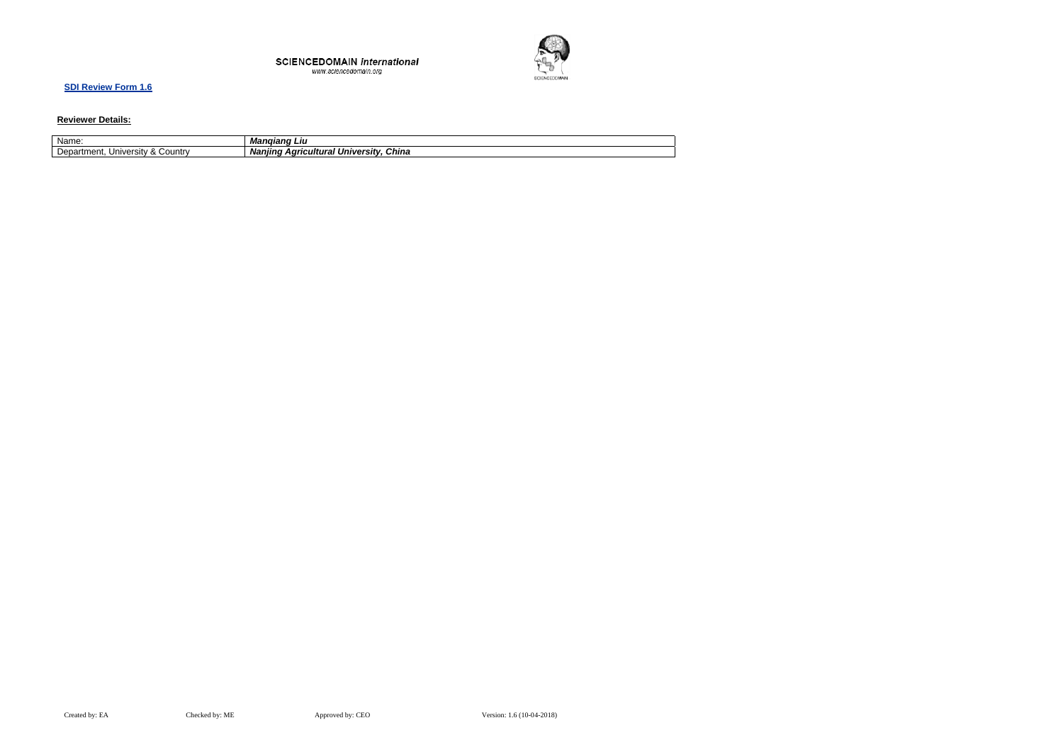**SDI Review Form 1.6**

**Reviewer Details:**

| | |
|---|---|
| Name: | ***Manqiang Liu*** |
| Department, University & Country | ***Nanjing Agricultural University, China*** |